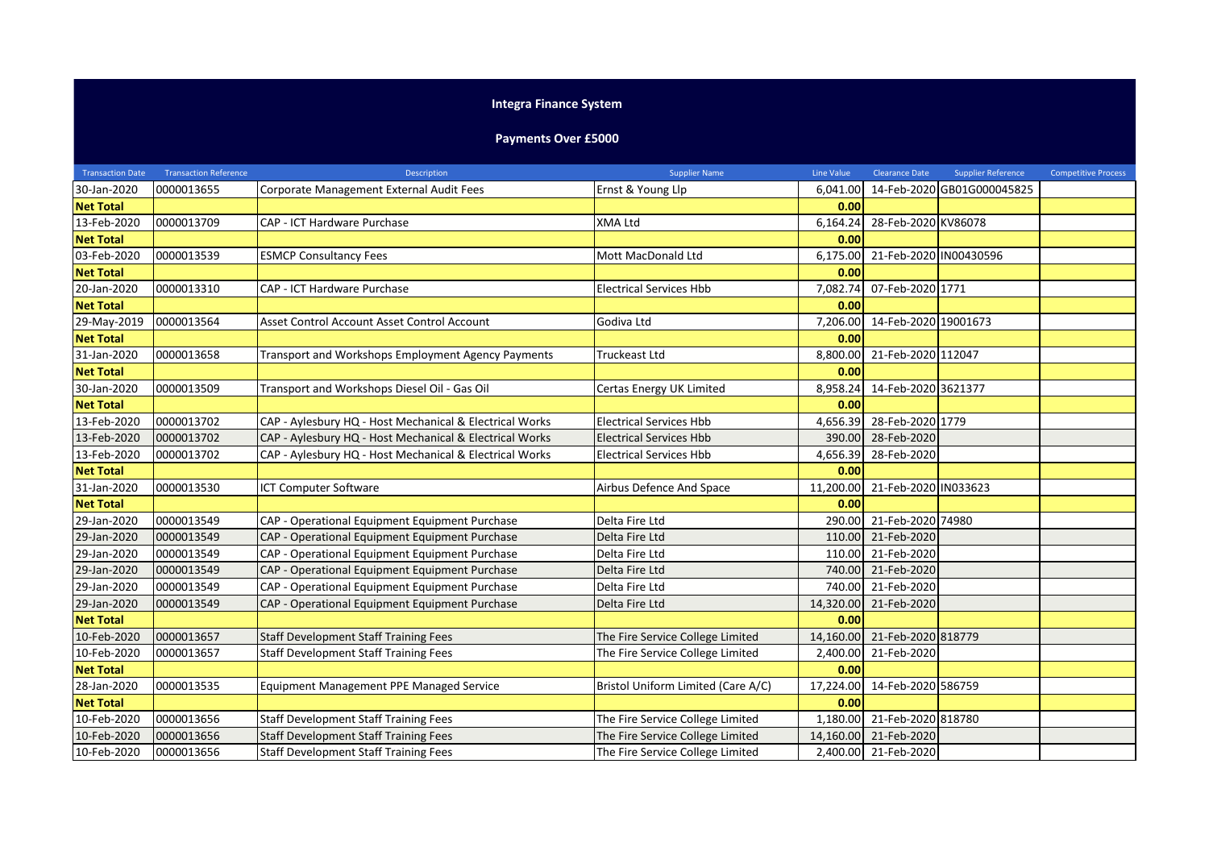# Integra Finance System

## Payments Over £5000

| Transaction Date | Transaction Reference | Description | Supplier Name | Line Value | Clearance Date | Supplier Reference | Competitive Process |
|---|---|---|---|---|---|---|---|
| 30-Jan-2020 | 0000013655 | Corporate Management External Audit Fees | Ernst & Young Llp | 6,041.00 | 14-Feb-2020 | GB01G000045825 | |
| **Net Total** | | | | **0.00** | | | |
| 13-Feb-2020 | 0000013709 | CAP - ICT Hardware Purchase | XMA Ltd | 6,164.24 | 28-Feb-2020 | KV86078 | |
| **Net Total** | | | | **0.00** | | | |
| 03-Feb-2020 | 0000013539 | ESMCP Consultancy Fees | Mott MacDonald Ltd | 6,175.00 | 21-Feb-2020 | IN00430596 | |
| **Net Total** | | | | **0.00** | | | |
| 20-Jan-2020 | 0000013310 | CAP - ICT Hardware Purchase | Electrical Services Hbb | 7,082.74 | 07-Feb-2020 | 1771 | |
| **Net Total** | | | | **0.00** | | | |
| 29-May-2019 | 0000013564 | Asset Control Account Asset Control Account | Godiva Ltd | 7,206.00 | 14-Feb-2020 | 19001673 | |
| **Net Total** | | | | **0.00** | | | |
| 31-Jan-2020 | 0000013658 | Transport and Workshops Employment Agency Payments | Truckeast Ltd | 8,800.00 | 21-Feb-2020 | 112047 | |
| **Net Total** | | | | **0.00** | | | |
| 30-Jan-2020 | 0000013509 | Transport and Workshops Diesel Oil - Gas Oil | Certas Energy UK Limited | 8,958.24 | 14-Feb-2020 | 3621377 | |
| **Net Total** | | | | **0.00** | | | |
| 13-Feb-2020 | 0000013702 | CAP - Aylesbury HQ - Host Mechanical & Electrical Works | Electrical Services Hbb | 4,656.39 | 28-Feb-2020 | 1779 | |
| 13-Feb-2020 | 0000013702 | CAP - Aylesbury HQ - Host Mechanical & Electrical Works | Electrical Services Hbb | 390.00 | 28-Feb-2020 | | |
| 13-Feb-2020 | 0000013702 | CAP - Aylesbury HQ - Host Mechanical & Electrical Works | Electrical Services Hbb | 4,656.39 | 28-Feb-2020 | | |
| **Net Total** | | | | **0.00** | | | |
| 31-Jan-2020 | 0000013530 | ICT Computer Software | Airbus Defence And Space | 11,200.00 | 21-Feb-2020 | IN033623 | |
| **Net Total** | | | | **0.00** | | | |
| 29-Jan-2020 | 0000013549 | CAP - Operational Equipment Equipment Purchase | Delta Fire Ltd | 290.00 | 21-Feb-2020 | 74980 | |
| 29-Jan-2020 | 0000013549 | CAP - Operational Equipment Equipment Purchase | Delta Fire Ltd | 110.00 | 21-Feb-2020 | | |
| 29-Jan-2020 | 0000013549 | CAP - Operational Equipment Equipment Purchase | Delta Fire Ltd | 110.00 | 21-Feb-2020 | | |
| 29-Jan-2020 | 0000013549 | CAP - Operational Equipment Equipment Purchase | Delta Fire Ltd | 740.00 | 21-Feb-2020 | | |
| 29-Jan-2020 | 0000013549 | CAP - Operational Equipment Equipment Purchase | Delta Fire Ltd | 740.00 | 21-Feb-2020 | | |
| 29-Jan-2020 | 0000013549 | CAP - Operational Equipment Equipment Purchase | Delta Fire Ltd | 14,320.00 | 21-Feb-2020 | | |
| **Net Total** | | | | **0.00** | | | |
| 10-Feb-2020 | 0000013657 | Staff Development Staff Training Fees | The Fire Service College Limited | 14,160.00 | 21-Feb-2020 | 818779 | |
| 10-Feb-2020 | 0000013657 | Staff Development Staff Training Fees | The Fire Service College Limited | 2,400.00 | 21-Feb-2020 | | |
| **Net Total** | | | | **0.00** | | | |
| 28-Jan-2020 | 0000013535 | Equipment Management PPE Managed Service | Bristol Uniform Limited (Care A/C) | 17,224.00 | 14-Feb-2020 | 586759 | |
| **Net Total** | | | | **0.00** | | | |
| 10-Feb-2020 | 0000013656 | Staff Development Staff Training Fees | The Fire Service College Limited | 1,180.00 | 21-Feb-2020 | 818780 | |
| 10-Feb-2020 | 0000013656 | Staff Development Staff Training Fees | The Fire Service College Limited | 14,160.00 | 21-Feb-2020 | | |
| 10-Feb-2020 | 0000013656 | Staff Development Staff Training Fees | The Fire Service College Limited | 2,400.00 | 21-Feb-2020 | | |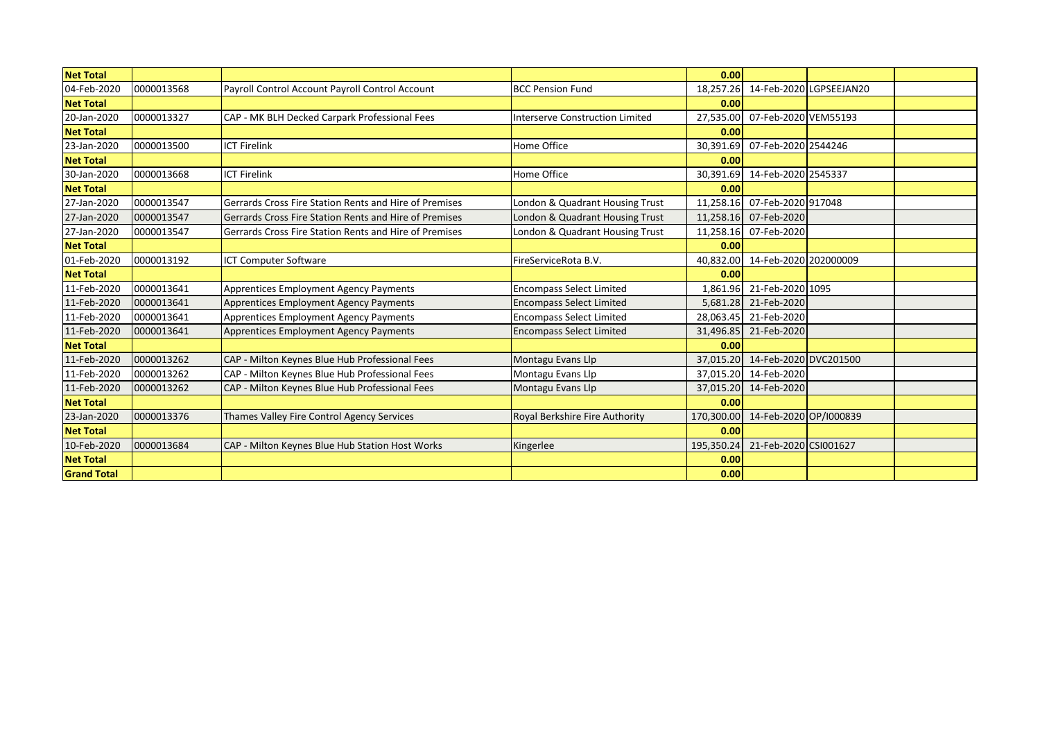| | | | | | | | |
|---|---|---|---|---|---|---|---|
| **Net Total** | | | | 0.00 | | | |
| 04-Feb-2020 | 0000013568 | Payroll Control Account Payroll Control Account | BCC Pension Fund | 18,257.26 | 14-Feb-2020 | LGPSEEJAN20 | |
| **Net Total** | | | | 0.00 | | | |
| 20-Jan-2020 | 0000013327 | CAP - MK BLH Decked Carpark Professional Fees | Interserve Construction Limited | 27,535.00 | 07-Feb-2020 | VEM55193 | |
| **Net Total** | | | | 0.00 | | | |
| 23-Jan-2020 | 0000013500 | ICT Firelink | Home Office | 30,391.69 | 07-Feb-2020 | 2544246 | |
| **Net Total** | | | | 0.00 | | | |
| 30-Jan-2020 | 0000013668 | ICT Firelink | Home Office | 30,391.69 | 14-Feb-2020 | 2545337 | |
| **Net Total** | | | | 0.00 | | | |
| 27-Jan-2020 | 0000013547 | Gerrards Cross Fire Station Rents and Hire of Premises | London & Quadrant Housing Trust | 11,258.16 | 07-Feb-2020 | 917048 | |
| 27-Jan-2020 | 0000013547 | Gerrards Cross Fire Station Rents and Hire of Premises | London & Quadrant Housing Trust | 11,258.16 | 07-Feb-2020 | | |
| 27-Jan-2020 | 0000013547 | Gerrards Cross Fire Station Rents and Hire of Premises | London & Quadrant Housing Trust | 11,258.16 | 07-Feb-2020 | | |
| **Net Total** | | | | 0.00 | | | |
| 01-Feb-2020 | 0000013192 | ICT Computer Software | FireServiceRota B.V. | 40,832.00 | 14-Feb-2020 | 202000009 | |
| **Net Total** | | | | 0.00 | | | |
| 11-Feb-2020 | 0000013641 | Apprentices Employment Agency Payments | Encompass Select Limited | 1,861.96 | 21-Feb-2020 | 1095 | |
| 11-Feb-2020 | 0000013641 | Apprentices Employment Agency Payments | Encompass Select Limited | 5,681.28 | 21-Feb-2020 | | |
| 11-Feb-2020 | 0000013641 | Apprentices Employment Agency Payments | Encompass Select Limited | 28,063.45 | 21-Feb-2020 | | |
| 11-Feb-2020 | 0000013641 | Apprentices Employment Agency Payments | Encompass Select Limited | 31,496.85 | 21-Feb-2020 | | |
| **Net Total** | | | | 0.00 | | | |
| 11-Feb-2020 | 0000013262 | CAP - Milton Keynes Blue Hub Professional Fees | Montagu Evans Llp | 37,015.20 | 14-Feb-2020 | DVC201500 | |
| 11-Feb-2020 | 0000013262 | CAP - Milton Keynes Blue Hub Professional Fees | Montagu Evans Llp | 37,015.20 | 14-Feb-2020 | | |
| 11-Feb-2020 | 0000013262 | CAP - Milton Keynes Blue Hub Professional Fees | Montagu Evans Llp | 37,015.20 | 14-Feb-2020 | | |
| **Net Total** | | | | 0.00 | | | |
| 23-Jan-2020 | 0000013376 | Thames Valley Fire Control Agency Services | Royal Berkshire Fire Authority | 170,300.00 | 14-Feb-2020 | OP/I000839 | |
| **Net Total** | | | | 0.00 | | | |
| 10-Feb-2020 | 0000013684 | CAP - Milton Keynes Blue Hub Station Host Works | Kingerlee | 195,350.24 | 21-Feb-2020 | CSI001627 | |
| **Net Total** | | | | 0.00 | | | |
| **Grand Total** | | | | 0.00 | | | |